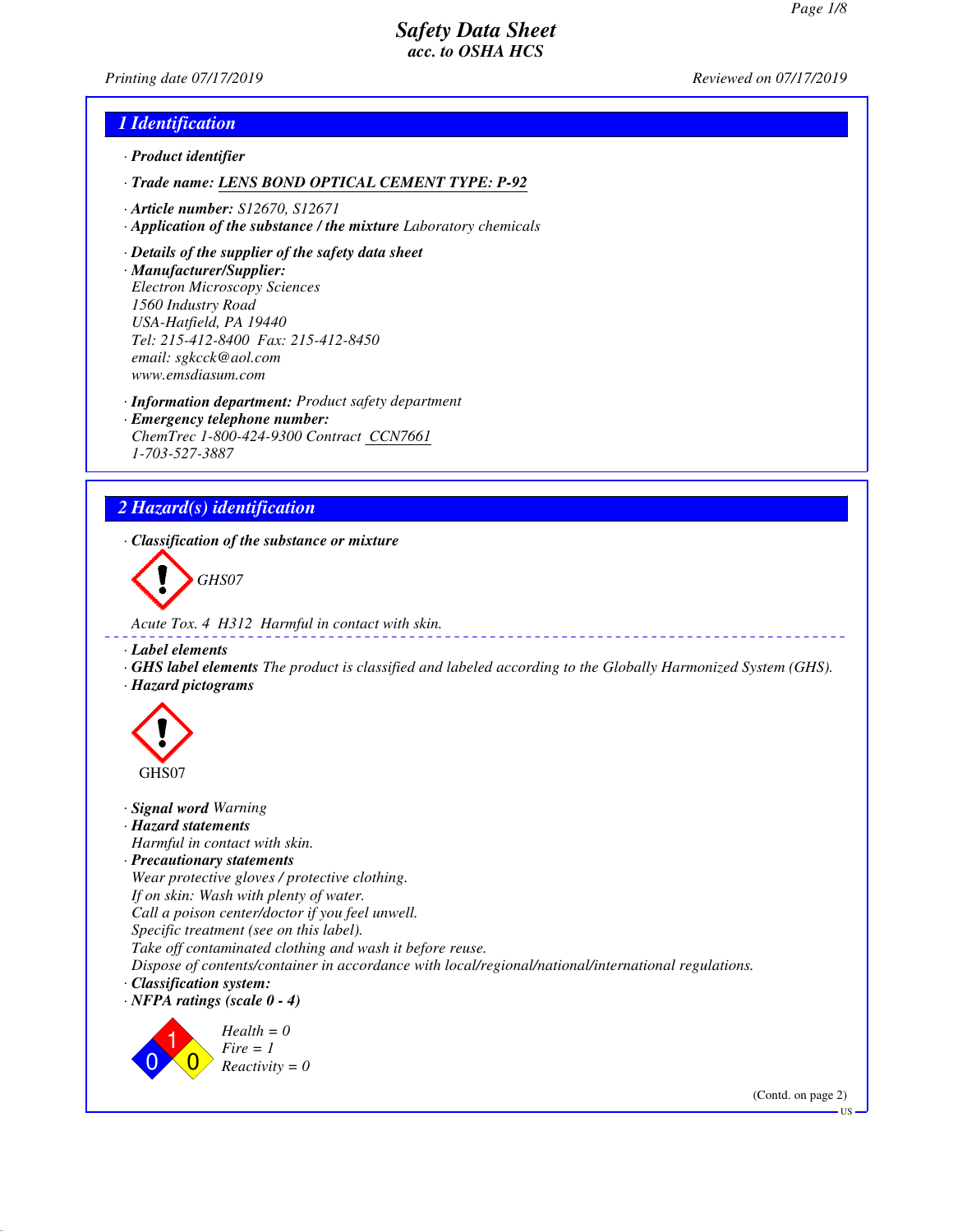# Safety Data Sheet
## acc. to OSHA HCS

Printing date 07/17/2019 | Reviewed on 07/17/2019

## 1 Identification

- **Product identifier**
- **Trade name:** LENS BOND OPTICAL CEMENT TYPE: P-92
- **Article number:** S12670, S12671
- **Application of the substance / the mixture** Laboratory chemicals
- **Details of the supplier of the safety data sheet**
- **Manufacturer/Supplier:**
  Electron Microscopy Sciences
  1560 Industry Road
  USA-Hatfield, PA 19440
  Tel: 215-412-8400 Fax: 215-412-8450
  email: sgkcck@aol.com
  www.emsdiasum.com
- **Information department:** Product safety department
- **Emergency telephone number:**
  ChemTrec 1-800-424-9300 Contract CCN7661
  1-703-527-3887

## 2 Hazard(s) identification

- **Classification of the substance or mixture**

GHS07

Acute Tox. 4 H312 Harmful in contact with skin.

- **Label elements**
- **GHS label elements** The product is classified and labeled according to the Globally Harmonized System (GHS).
- **Hazard pictograms**

GHS07

- **Signal word** Warning
- **Hazard statements**
  Harmful in contact with skin.
- **Precautionary statements**
  Wear protective gloves / protective clothing.
  If on skin: Wash with plenty of water.
  Call a poison center/doctor if you feel unwell.
  Specific treatment (see on this label).
  Take off contaminated clothing and wash it before reuse.
  Dispose of contents/container in accordance with local/regional/national/international regulations.
- **Classification system:**
- **NFPA ratings (scale 0 - 4)**

Health = 0
Fire = 1
Reactivity = 0

(Contd. on page 2)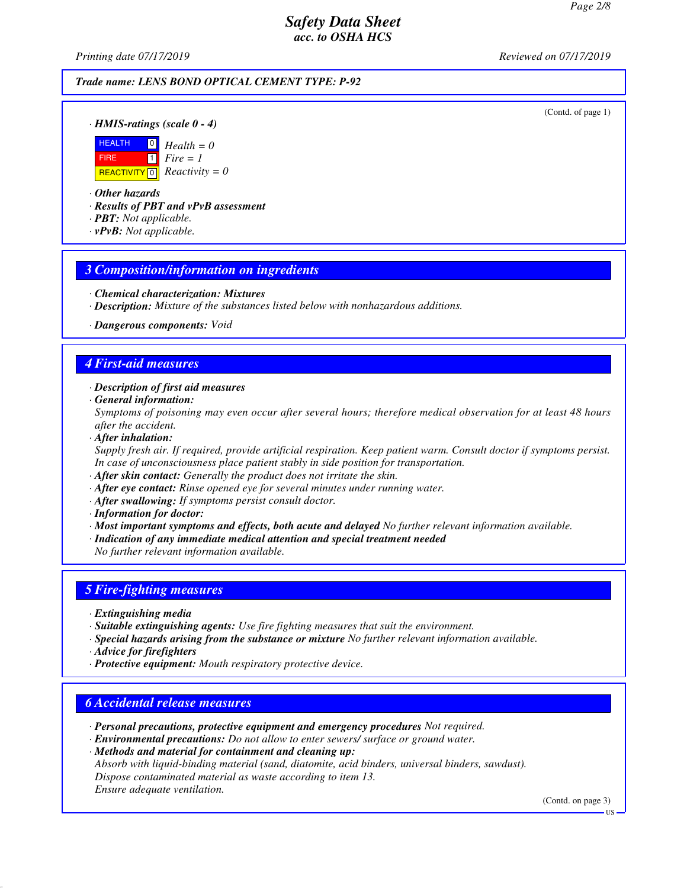*Trade name: LENS BOND OPTICAL CEMENT TYPE: P-92*

(Contd. of page 1)

· ***HMIS-ratings (scale 0 - 4)***

| | | |
|---|---|---|
| HEALTH | 0 | *Health = 0* |
| FIRE | 1 | *Fire = 1* |
| REACTIVITY | 0 | *Reactivity = 0* |

· ***Other hazards***
· ***Results of PBT and vPvB assessment***
· ***PBT:*** *Not applicable.*
· ***vPvB:*** *Not applicable.*

## 3 Composition/information on ingredients

· ***Chemical characterization: Mixtures***
· ***Description:*** *Mixture of the substances listed below with nonhazardous additions.*

· ***Dangerous components:*** *Void*

## 4 First-aid measures

· ***Description of first aid measures***
· ***General information:***
*Symptoms of poisoning may even occur after several hours; therefore medical observation for at least 48 hours after the accident.*
· ***After inhalation:***
*Supply fresh air. If required, provide artificial respiration. Keep patient warm. Consult doctor if symptoms persist. In case of unconsciousness place patient stably in side position for transportation.*
· ***After skin contact:*** *Generally the product does not irritate the skin.*
· ***After eye contact:*** *Rinse opened eye for several minutes under running water.*
· ***After swallowing:*** *If symptoms persist consult doctor.*
· ***Information for doctor:***
· ***Most important symptoms and effects, both acute and delayed*** *No further relevant information available.*
· ***Indication of any immediate medical attention and special treatment needed***
*No further relevant information available.*

## 5 Fire-fighting measures

· ***Extinguishing media***
· ***Suitable extinguishing agents:*** *Use fire fighting measures that suit the environment.*
· ***Special hazards arising from the substance or mixture*** *No further relevant information available.*
· ***Advice for firefighters***
· ***Protective equipment:*** *Mouth respiratory protective device.*

## 6 Accidental release measures

· ***Personal precautions, protective equipment and emergency procedures*** *Not required.*
· ***Environmental precautions:*** *Do not allow to enter sewers/ surface or ground water.*
· ***Methods and material for containment and cleaning up:***
*Absorb with liquid-binding material (sand, diatomite, acid binders, universal binders, sawdust).*
*Dispose contaminated material as waste according to item 13.*
*Ensure adequate ventilation.*

(Contd. on page 3)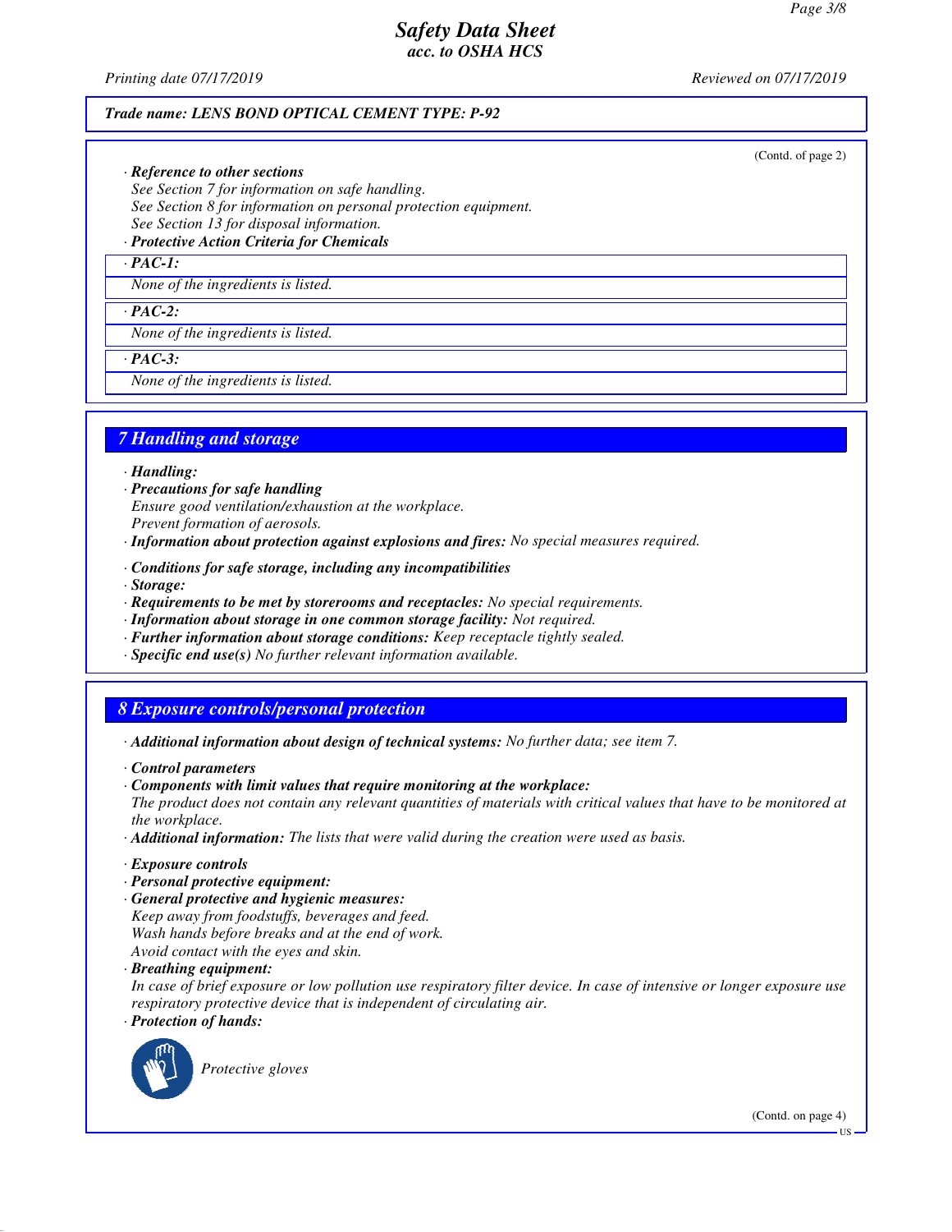*Trade name: LENS BOND OPTICAL CEMENT TYPE: P-92*

(Contd. of page 2)

· ***Reference to other sections***
*See Section 7 for information on safe handling.*
*See Section 8 for information on personal protection equipment.*
*See Section 13 for disposal information.*

· ***Protective Action Criteria for Chemicals***

· ***PAC-1:***
*None of the ingredients is listed.*

· ***PAC-2:***
*None of the ingredients is listed.*

· ***PAC-3:***
*None of the ingredients is listed.*

## *7 Handling and storage*

· ***Handling:***
· ***Precautions for safe handling***
*Ensure good ventilation/exhaustion at the workplace.*
*Prevent formation of aerosols.*
· ***Information about protection against explosions and fires:*** *No special measures required.*

· ***Conditions for safe storage, including any incompatibilities***
· ***Storage:***
· ***Requirements to be met by storerooms and receptacles:*** *No special requirements.*
· ***Information about storage in one common storage facility:*** *Not required.*
· ***Further information about storage conditions:*** *Keep receptacle tightly sealed.*
· ***Specific end use(s)*** *No further relevant information available.*

## *8 Exposure controls/personal protection*

· ***Additional information about design of technical systems:*** *No further data; see item 7.*

· ***Control parameters***
· ***Components with limit values that require monitoring at the workplace:***
*The product does not contain any relevant quantities of materials with critical values that have to be monitored at the workplace.*
· ***Additional information:*** *The lists that were valid during the creation were used as basis.*

· ***Exposure controls***
· ***Personal protective equipment:***
· ***General protective and hygienic measures:***
*Keep away from foodstuffs, beverages and feed.*
*Wash hands before breaks and at the end of work.*
*Avoid contact with the eyes and skin.*
· ***Breathing equipment:***
*In case of brief exposure or low pollution use respiratory filter device. In case of intensive or longer exposure use respiratory protective device that is independent of circulating air.*
· ***Protection of hands:***

*Protective gloves*

(Contd. on page 4)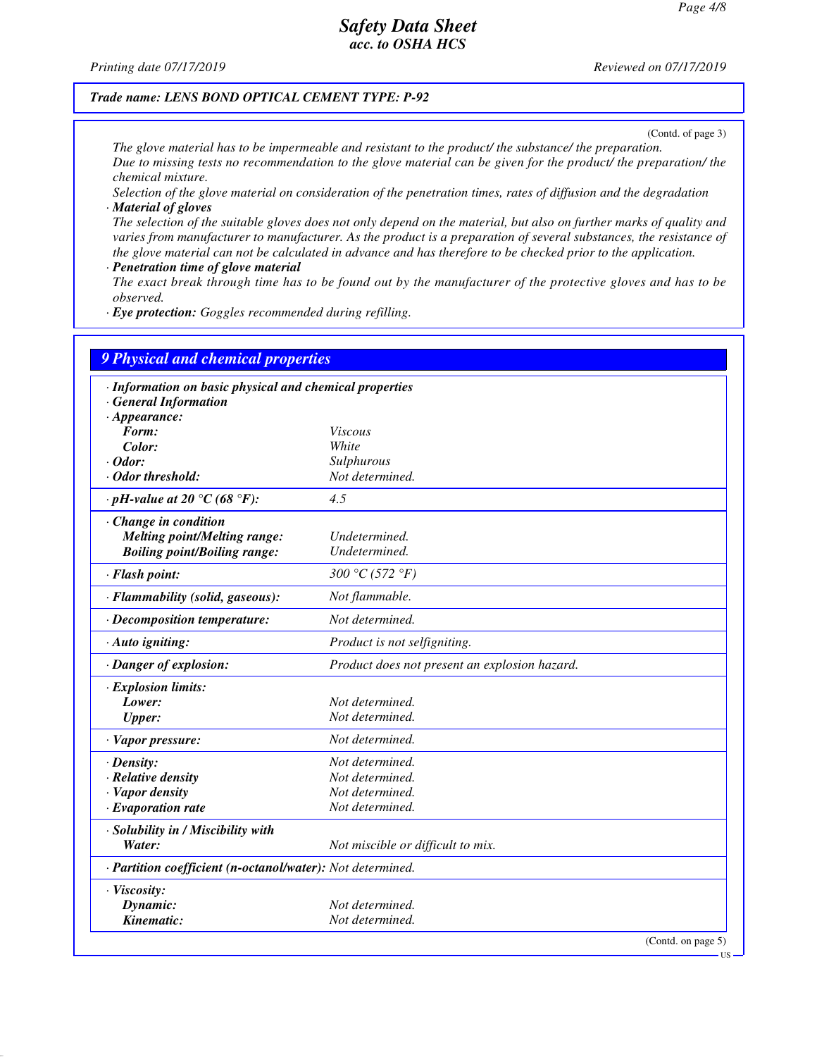# Safety Data Sheet
## acc. to OSHA HCS

Printing date 07/17/2019 Reviewed on 07/17/2019

**Trade name: LENS BOND OPTICAL CEMENT TYPE: P-92**

(Contd. of page 3)

*The glove material has to be impermeable and resistant to the product/ the substance/ the preparation.*
*Due to missing tests no recommendation to the glove material can be given for the product/ the preparation/ the chemical mixture.*
*Selection of the glove material on consideration of the penetration times, rates of diffusion and the degradation*

· ***Material of gloves***
*The selection of the suitable gloves does not only depend on the material, but also on further marks of quality and varies from manufacturer to manufacturer. As the product is a preparation of several substances, the resistance of the glove material can not be calculated in advance and has therefore to be checked prior to the application.*

· ***Penetration time of glove material***
*The exact break through time has to be found out by the manufacturer of the protective gloves and has to be observed.*

· ***Eye protection:*** *Goggles recommended during refilling.*

## 9 Physical and chemical properties

| | |
|---|---|
| · ***Information on basic physical and chemical properties*** | |
| · ***General Information*** | |
| · ***Appearance:*** | |
| ***Form:*** | *Viscous* |
| ***Color:*** | *White* |
| · ***Odor:*** | *Sulphurous* |
| · ***Odor threshold:*** | *Not determined.* |
| · ***pH-value at 20 °C (68 °F):*** | *4.5* |
| · ***Change in condition*** | |
| ***Melting point/Melting range:*** | *Undetermined.* |
| ***Boiling point/Boiling range:*** | *Undetermined.* |
| · ***Flash point:*** | *300 °C (572 °F)* |
| · ***Flammability (solid, gaseous):*** | *Not flammable.* |
| · ***Decomposition temperature:*** | *Not determined.* |
| · ***Auto igniting:*** | *Product is not selfigniting.* |
| · ***Danger of explosion:*** | *Product does not present an explosion hazard.* |
| · ***Explosion limits:*** | |
| ***Lower:*** | *Not determined.* |
| ***Upper:*** | *Not determined.* |
| · ***Vapor pressure:*** | *Not determined.* |
| · ***Density:*** | *Not determined.* |
| · ***Relative density*** | *Not determined.* |
| · ***Vapor density*** | *Not determined.* |
| · ***Evaporation rate*** | *Not determined.* |
| · ***Solubility in / Miscibility with*** | |
| ***Water:*** | *Not miscible or difficult to mix.* |
| · ***Partition coefficient (n-octanol/water):*** | *Not determined.* |
| · ***Viscosity:*** | |
| ***Dynamic:*** | *Not determined.* |
| ***Kinematic:*** | *Not determined.* |

(Contd. on page 5)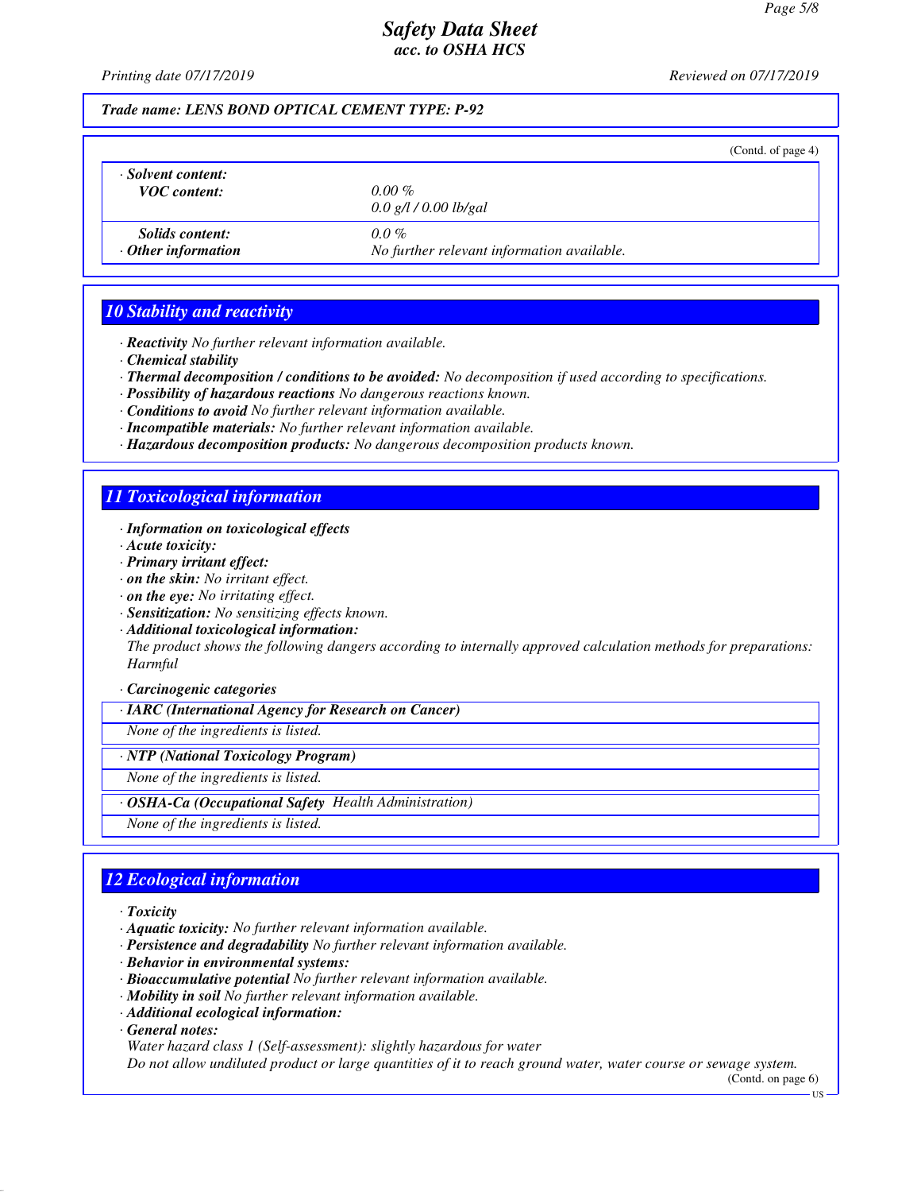*Trade name: LENS BOND OPTICAL CEMENT TYPE: P-92*

(Contd. of page 4)

| · **Solvent content:** | |
|---|---|
| **VOC content:** | 0.00 %<br>0.0 g/l / 0.00 lb/gal |
| **Solids content:** | 0.0 % |
| · **Other information** | No further relevant information available. |

## 10 Stability and reactivity

· **Reactivity** No further relevant information available.
· **Chemical stability**
· **Thermal decomposition / conditions to be avoided:** No decomposition if used according to specifications.
· **Possibility of hazardous reactions** No dangerous reactions known.
· **Conditions to avoid** No further relevant information available.
· **Incompatible materials:** No further relevant information available.
· **Hazardous decomposition products:** No dangerous decomposition products known.

## 11 Toxicological information

· **Information on toxicological effects**
· **Acute toxicity:**
· **Primary irritant effect:**
· **on the skin:** No irritant effect.
· **on the eye:** No irritating effect.
· **Sensitization:** No sensitizing effects known.
· **Additional toxicological information:**
The product shows the following dangers according to internally approved calculation methods for preparations:
Harmful

· **Carcinogenic categories**

| · **IARC (International Agency for Research on Cancer)** |
|---|
| None of the ingredients is listed. |

| · **NTP (National Toxicology Program)** |
|---|
| None of the ingredients is listed. |

| · **OSHA-Ca (Occupational Safety Health Administration)** |
|---|
| None of the ingredients is listed. |

## 12 Ecological information

· **Toxicity**
· **Aquatic toxicity:** No further relevant information available.
· **Persistence and degradability** No further relevant information available.
· **Behavior in environmental systems:**
· **Bioaccumulative potential** No further relevant information available.
· **Mobility in soil** No further relevant information available.
· **Additional ecological information:**
· **General notes:**
Water hazard class 1 (Self-assessment): slightly hazardous for water
Do not allow undiluted product or large quantities of it to reach ground water, water course or sewage system.

(Contd. on page 6)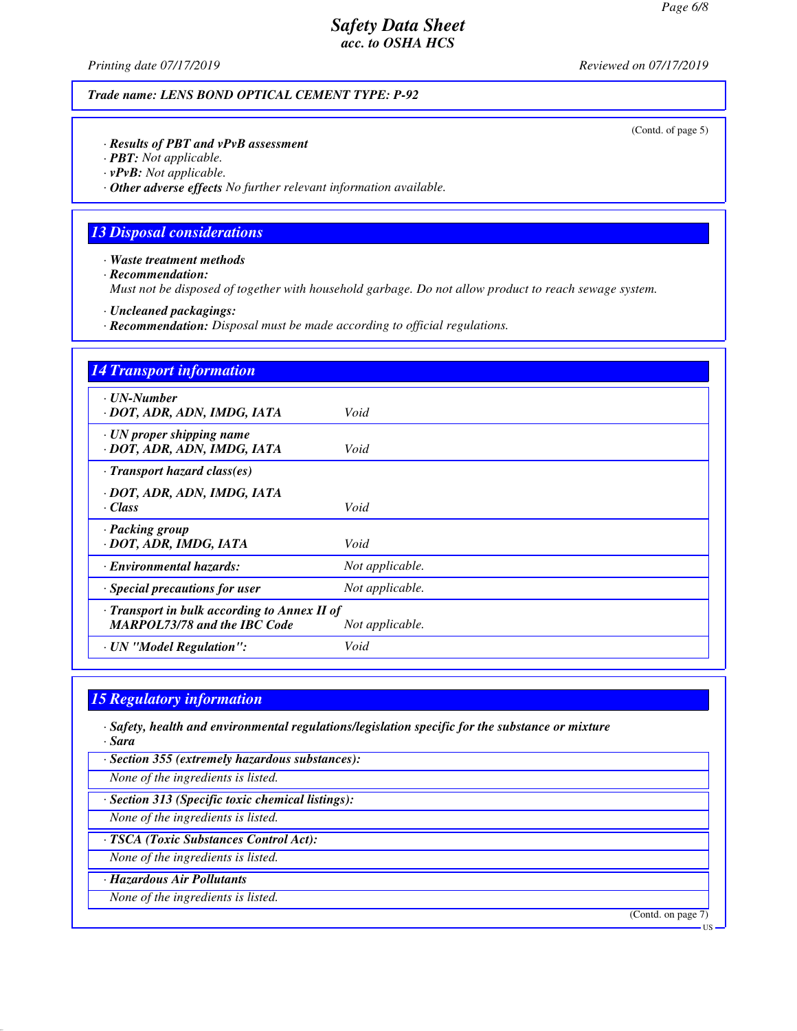Trade name: LENS BOND OPTICAL CEMENT TYPE: P-92

(Contd. of page 5)

· **Results of PBT and vPvB assessment**
· **PBT:** Not applicable.
· **vPvB:** Not applicable.
· **Other adverse effects** No further relevant information available.

## 13 Disposal considerations

· **Waste treatment methods**
· **Recommendation:**
Must not be disposed of together with household garbage. Do not allow product to reach sewage system.

· **Uncleaned packagings:**
· **Recommendation:** Disposal must be made according to official regulations.

## 14 Transport information

| | |
|---|---|
| · **UN-Number**<br>· **DOT, ADR, ADN, IMDG, IATA** | Void |
| · **UN proper shipping name**<br>· **DOT, ADR, ADN, IMDG, IATA** | Void |
| · **Transport hazard class(es)**<br>· **DOT, ADR, ADN, IMDG, IATA**<br>· **Class** | Void |
| · **Packing group**<br>· **DOT, ADR, IMDG, IATA** | Void |
| · **Environmental hazards:** | Not applicable. |
| · **Special precautions for user** | Not applicable. |
| · **Transport in bulk according to Annex II of MARPOL73/78 and the IBC Code** | Not applicable. |
| · **UN "Model Regulation":** | Void |

## 15 Regulatory information

· **Safety, health and environmental regulations/legislation specific for the substance or mixture**
· **Sara**

· **Section 355 (extremely hazardous substances):**
None of the ingredients is listed.

· **Section 313 (Specific toxic chemical listings):**
None of the ingredients is listed.

· **TSCA (Toxic Substances Control Act):**
None of the ingredients is listed.

· **Hazardous Air Pollutants**
None of the ingredients is listed.

(Contd. on page 7)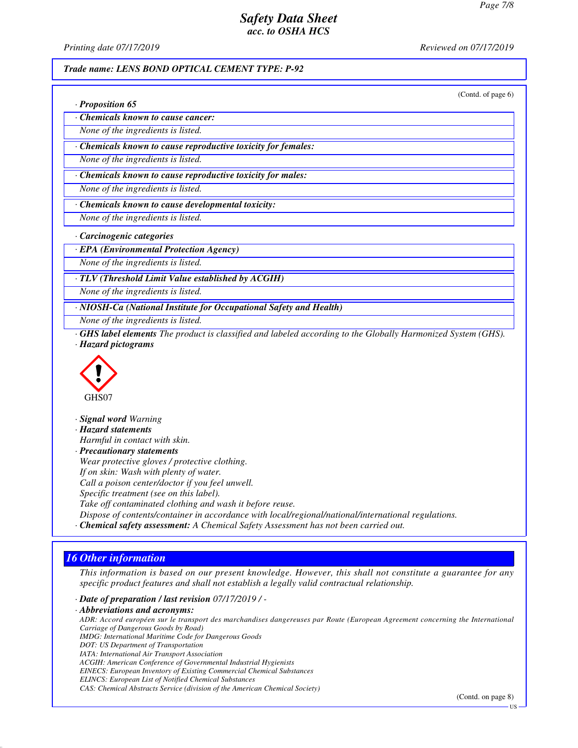(Contd. of page 6)

· **Proposition 65**

· **Chemicals known to cause cancer:**

None of the ingredients is listed.

· **Chemicals known to cause reproductive toxicity for females:**

None of the ingredients is listed.

· **Chemicals known to cause reproductive toxicity for males:**

None of the ingredients is listed.

· **Chemicals known to cause developmental toxicity:**

None of the ingredients is listed.

· **Carcinogenic categories**

· **EPA (Environmental Protection Agency)**

None of the ingredients is listed.

· **TLV (Threshold Limit Value established by ACGIH)**

None of the ingredients is listed.

· **NIOSH-Ca (National Institute for Occupational Safety and Health)**

None of the ingredients is listed.

· **GHS label elements** *The product is classified and labeled according to the Globally Harmonized System (GHS).*

· **Hazard pictograms**

GHS07

· **Signal word** *Warning*

· **Hazard statements**

*Harmful in contact with skin.*

· **Precautionary statements**

*Wear protective gloves / protective clothing.*
*If on skin: Wash with plenty of water.*
*Call a poison center/doctor if you feel unwell.*
*Specific treatment (see on this label).*
*Take off contaminated clothing and wash it before reuse.*
*Dispose of contents/container in accordance with local/regional/national/international regulations.*

· **Chemical safety assessment:** *A Chemical Safety Assessment has not been carried out.*

## 16 Other information

*This information is based on our present knowledge. However, this shall not constitute a guarantee for any specific product features and shall not establish a legally valid contractual relationship.*

· **Date of preparation / last revision** *07/17/2019 / -*

· **Abbreviations and acronyms:**

*ADR: Accord européen sur le transport des marchandises dangereuses par Route (European Agreement concerning the International Carriage of Dangerous Goods by Road)*
*IMDG: International Maritime Code for Dangerous Goods*
*DOT: US Department of Transportation*
*IATA: International Air Transport Association*
*ACGIH: American Conference of Governmental Industrial Hygienists*
*EINECS: European Inventory of Existing Commercial Chemical Substances*
*ELINCS: European List of Notified Chemical Substances*
*CAS: Chemical Abstracts Service (division of the American Chemical Society)*

(Contd. on page 8)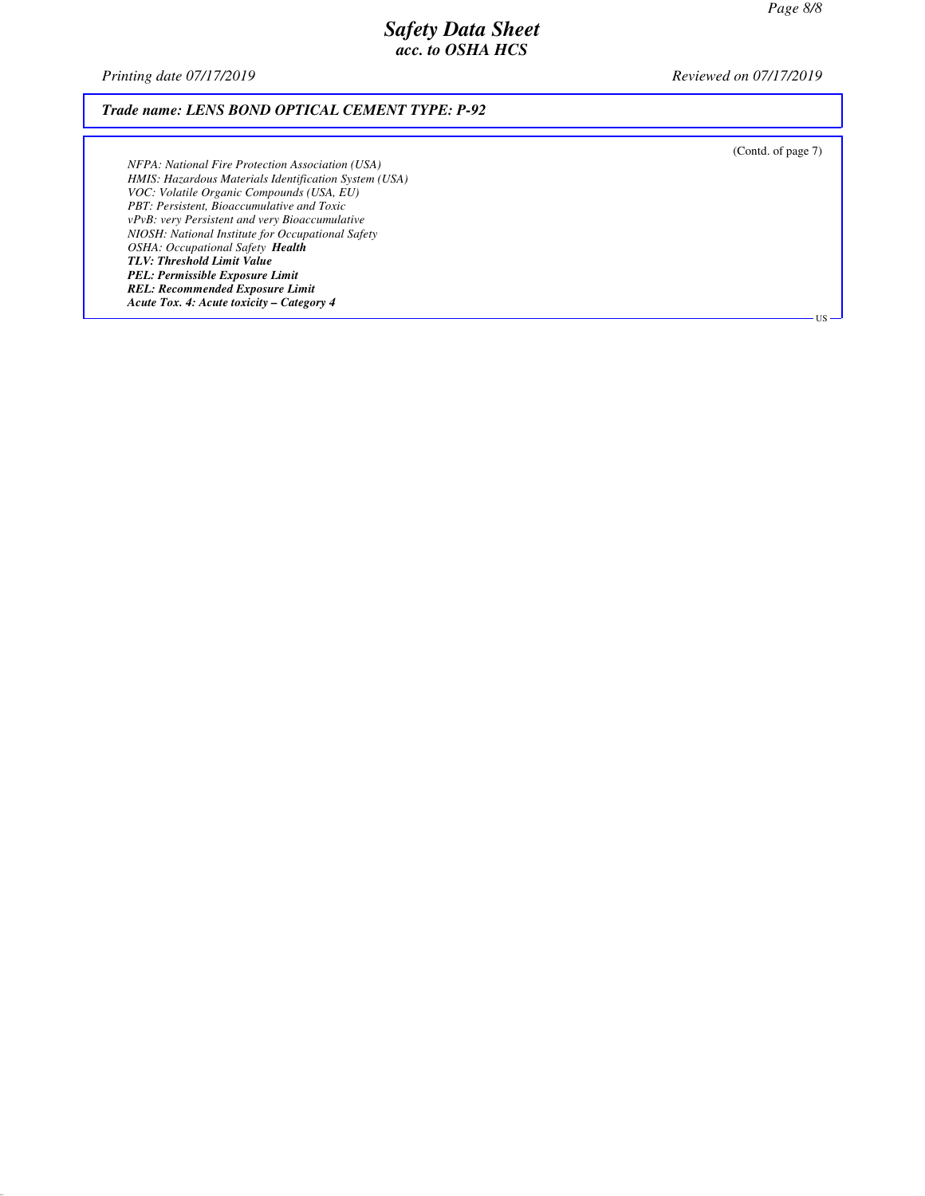**Trade name: LENS BOND OPTICAL CEMENT TYPE: P-92**

(Contd. of page 7)

*NFPA: National Fire Protection Association (USA)*
*HMIS: Hazardous Materials Identification System (USA)*
*VOC: Volatile Organic Compounds (USA, EU)*
*PBT: Persistent, Bioaccumulative and Toxic*
*vPvB: very Persistent and very Bioaccumulative*
*NIOSH: National Institute for Occupational Safety*
*OSHA: Occupational Safety* ***Health***
***TLV: Threshold Limit Value***
***PEL: Permissible Exposure Limit***
***REL: Recommended Exposure Limit***
***Acute Tox. 4: Acute toxicity – Category 4***

US